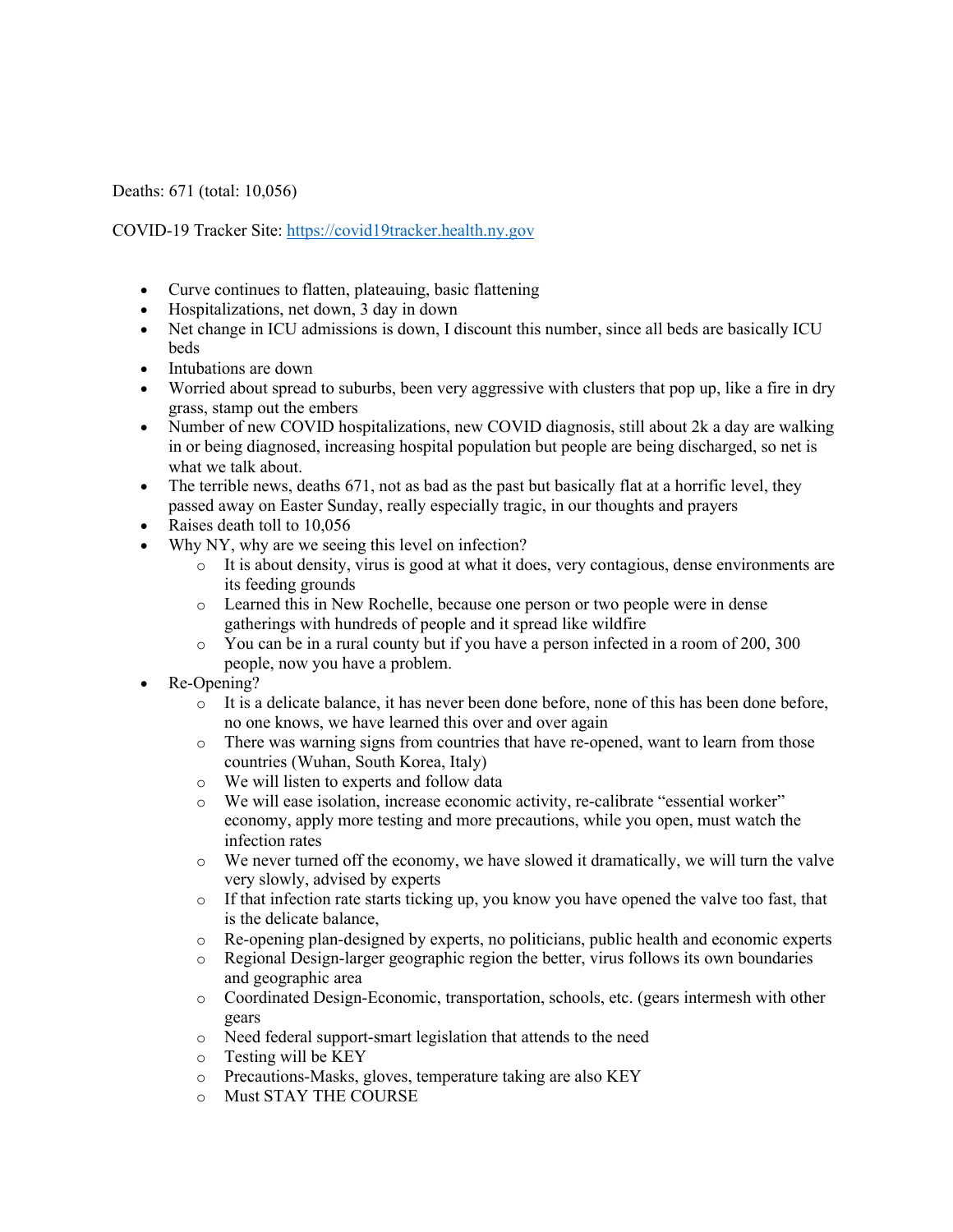Deaths: 671 (total: 10,056)

COVID-19 Tracker Site: [https://covid19tracker.health.ny.gov](https://covid19tracker.health.ny.gov)

- Curve continues to flatten, plateauing, basic flattening
- Hospitalizations, net down, 3 day in down
- Net change in ICU admissions is down, I discount this number, since all beds are basically ICU beds
- Intubations are down
- Worried about spread to suburbs, been very aggressive with clusters that pop up, like a fire in dry grass, stamp out the embers
- Number of new COVID hospitalizations, new COVID diagnosis, still about 2k a day are walking in or being diagnosed, increasing hospital population but people are being discharged, so net is what we talk about.
- The terrible news, deaths 671, not as bad as the past but basically flat at a horrific level, they passed away on Easter Sunday, really especially tragic, in our thoughts and prayers
- Raises death toll to 10,056
- Why NY, why are we seeing this level on infection?
  - It is about density, virus is good at what it does, very contagious, dense environments are its feeding grounds
  - Learned this in New Rochelle, because one person or two people were in dense gatherings with hundreds of people and it spread like wildfire
  - You can be in a rural county but if you have a person infected in a room of 200, 300 people, now you have a problem.
- Re-Opening?
  - It is a delicate balance, it has never been done before, none of this has been done before, no one knows, we have learned this over and over again
  - There was warning signs from countries that have re-opened, want to learn from those countries (Wuhan, South Korea, Italy)
  - We will listen to experts and follow data
  - We will ease isolation, increase economic activity, re-calibrate "essential worker" economy, apply more testing and more precautions, while you open, must watch the infection rates
  - We never turned off the economy, we have slowed it dramatically, we will turn the valve very slowly, advised by experts
  - If that infection rate starts ticking up, you know you have opened the valve too fast, that is the delicate balance,
  - Re-opening plan-designed by experts, no politicians, public health and economic experts
  - Regional Design-larger geographic region the better, virus follows its own boundaries and geographic area
  - Coordinated Design-Economic, transportation, schools, etc. (gears intermesh with other gears
  - Need federal support-smart legislation that attends to the need
  - Testing will be KEY
  - Precautions-Masks, gloves, temperature taking are also KEY
  - Must STAY THE COURSE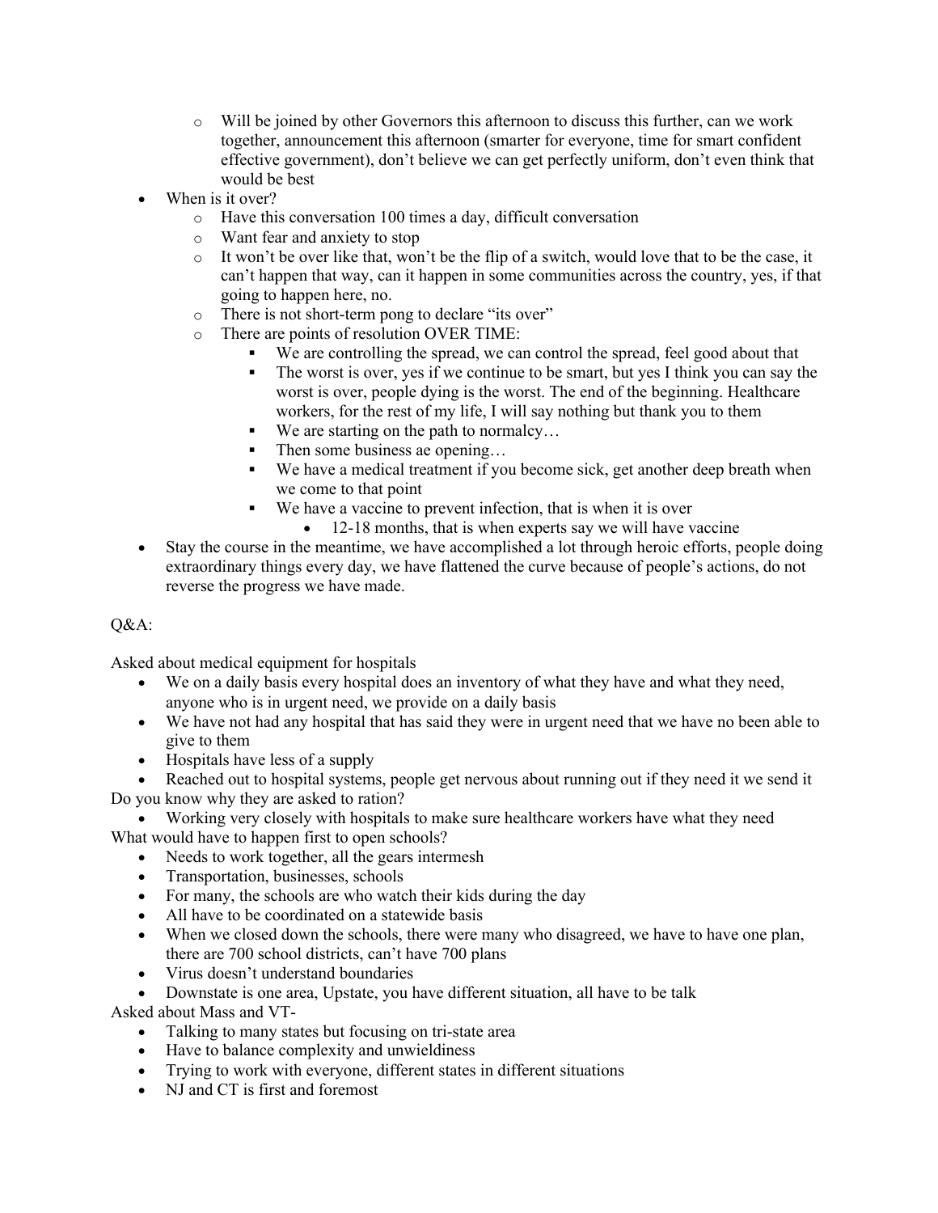- Will be joined by other Governors this afternoon to discuss this further, can we work together, announcement this afternoon (smarter for everyone, time for smart confident effective government), don't believe we can get perfectly uniform, don't even think that would be best
- When is it over?
    - Have this conversation 100 times a day, difficult conversation
    - Want fear and anxiety to stop
    - It won't be over like that, won't be the flip of a switch, would love that to be the case, it can't happen that way, can it happen in some communities across the country, yes, if that going to happen here, no.
    - There is not short-term pong to declare "its over"
    - There are points of resolution OVER TIME:
        - We are controlling the spread, we can control the spread, feel good about that
        - The worst is over, yes if we continue to be smart, but yes I think you can say the worst is over, people dying is the worst. The end of the beginning. Healthcare workers, for the rest of my life, I will say nothing but thank you to them
        - We are starting on the path to normalcy…
        - Then some business ae opening…
        - We have a medical treatment if you become sick, get another deep breath when we come to that point
        - We have a vaccine to prevent infection, that is when it is over
            - 12-18 months, that is when experts say we will have vaccine
- Stay the course in the meantime, we have accomplished a lot through heroic efforts, people doing extraordinary things every day, we have flattened the curve because of people's actions, do not reverse the progress we have made.

Q&A:

Asked about medical equipment for hospitals

- We on a daily basis every hospital does an inventory of what they have and what they need, anyone who is in urgent need, we provide on a daily basis
- We have not had any hospital that has said they were in urgent need that we have no been able to give to them
- Hospitals have less of a supply
- Reached out to hospital systems, people get nervous about running out if they need it we send it

Do you know why they are asked to ration?

- Working very closely with hospitals to make sure healthcare workers have what they need

What would have to happen first to open schools?

- Needs to work together, all the gears intermesh
- Transportation, businesses, schools
- For many, the schools are who watch their kids during the day
- All have to be coordinated on a statewide basis
- When we closed down the schools, there were many who disagreed, we have to have one plan, there are 700 school districts, can't have 700 plans
- Virus doesn't understand boundaries
- Downstate is one area, Upstate, you have different situation, all have to be talk

Asked about Mass and VT-

- Talking to many states but focusing on tri-state area
- Have to balance complexity and unwieldiness
- Trying to work with everyone, different states in different situations
- NJ and CT is first and foremost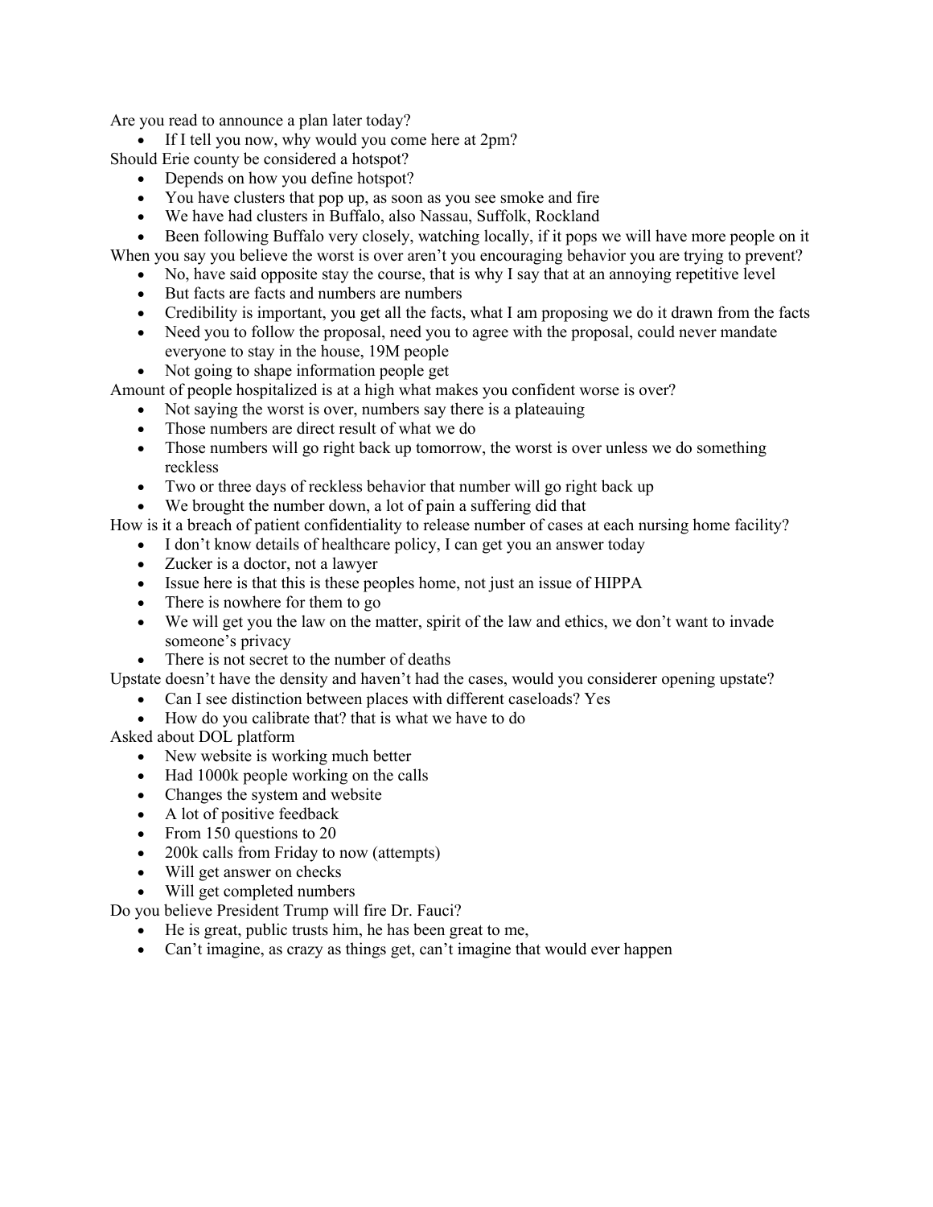Are you read to announce a plan later today?

- If I tell you now, why would you come here at 2pm?

Should Erie county be considered a hotspot?

- Depends on how you define hotspot?
- You have clusters that pop up, as soon as you see smoke and fire
- We have had clusters in Buffalo, also Nassau, Suffolk, Rockland
- Been following Buffalo very closely, watching locally, if it pops we will have more people on it

When you say you believe the worst is over aren't you encouraging behavior you are trying to prevent?

- No, have said opposite stay the course, that is why I say that at an annoying repetitive level
- But facts are facts and numbers are numbers
- Credibility is important, you get all the facts, what I am proposing we do it drawn from the facts
- Need you to follow the proposal, need you to agree with the proposal, could never mandate everyone to stay in the house, 19M people
- Not going to shape information people get

Amount of people hospitalized is at a high what makes you confident worse is over?

- Not saying the worst is over, numbers say there is a plateauing
- Those numbers are direct result of what we do
- Those numbers will go right back up tomorrow, the worst is over unless we do something reckless
- Two or three days of reckless behavior that number will go right back up
- We brought the number down, a lot of pain a suffering did that

How is it a breach of patient confidentiality to release number of cases at each nursing home facility?

- I don't know details of healthcare policy, I can get you an answer today
- Zucker is a doctor, not a lawyer
- Issue here is that this is these peoples home, not just an issue of HIPPA
- There is nowhere for them to go
- We will get you the law on the matter, spirit of the law and ethics, we don't want to invade someone's privacy
- There is not secret to the number of deaths

Upstate doesn't have the density and haven't had the cases, would you considerer opening upstate?

- Can I see distinction between places with different caseloads? Yes
- How do you calibrate that? that is what we have to do

Asked about DOL platform

- New website is working much better
- Had 1000k people working on the calls
- Changes the system and website
- A lot of positive feedback
- From 150 questions to 20
- 200k calls from Friday to now (attempts)
- Will get answer on checks
- Will get completed numbers

Do you believe President Trump will fire Dr. Fauci?

- He is great, public trusts him, he has been great to me,
- Can't imagine, as crazy as things get, can't imagine that would ever happen